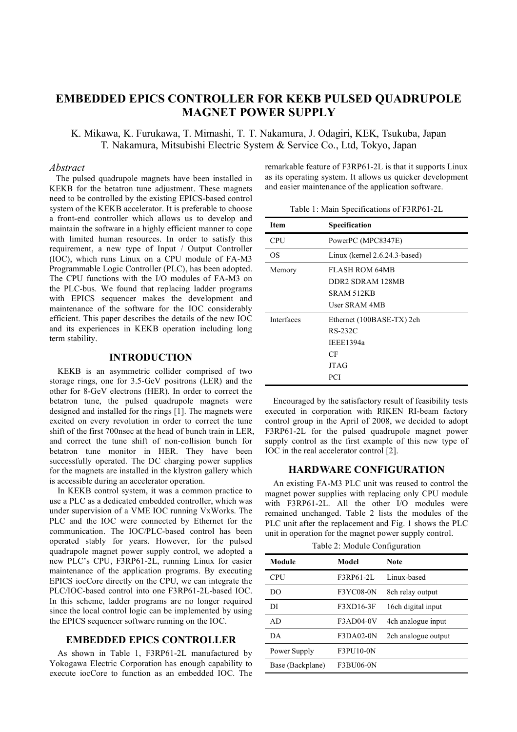# EMBEDDED EPICS CONTROLLER FOR KEKB PULSED QUADRUPOLE MAGNET POWER SUPPLY

K. Mikawa, K. Furukawa, T. Mimashi, T. T. Nakamura, J. Odagiri, KEK, Tsukuba, Japan
T. Nakamura, Mitsubishi Electric System & Service Co., Ltd, Tokyo, Japan

## *Abstract*

The pulsed quadrupole magnets have been installed in KEKB for the betatron tune adjustment. These magnets need to be controlled by the existing EPICS-based control system of the KEKB accelerator. It is preferable to choose a front-end controller which allows us to develop and maintain the software in a highly efficient manner to cope with limited human resources. In order to satisfy this requirement, a new type of Input / Output Controller (IOC), which runs Linux on a CPU module of FA-M3 Programmable Logic Controller (PLC), has been adopted. The CPU functions with the I/O modules of FA-M3 on the PLC-bus. We found that replacing ladder programs with EPICS sequencer makes the development and maintenance of the software for the IOC considerably efficient. This paper describes the details of the new IOC and its experiences in KEKB operation including long term stability.

## INTRODUCTION

KEKB is an asymmetric collider comprised of two storage rings, one for 3.5-GeV positrons (LER) and the other for 8-GeV electrons (HER). In order to correct the betatron tune, the pulsed quadrupole magnets were designed and installed for the rings [1]. The magnets were excited on every revolution in order to correct the tune shift of the first 700nsec at the head of bunch train in LER, and correct the tune shift of non-collision bunch for betatron tune monitor in HER. They have been successfully operated. The DC charging power supplies for the magnets are installed in the klystron gallery which is accessible during an accelerator operation.

In KEKB control system, it was a common practice to use a PLC as a dedicated embedded controller, which was under supervision of a VME IOC running VxWorks. The PLC and the IOC were connected by Ethernet for the communication. The IOC/PLC-based control has been operated stably for years. However, for the pulsed quadrupole magnet power supply control, we adopted a new PLC's CPU, F3RP61-2L, running Linux for easier maintenance of the application programs. By executing EPICS iocCore directly on the CPU, we can integrate the PLC/IOC-based control into one F3RP61-2L-based IOC. In this scheme, ladder programs are no longer required since the local control logic can be implemented by using the EPICS sequencer software running on the IOC.

## EMBEDDED EPICS CONTROLLER

As shown in Table 1, F3RP61-2L manufactured by Yokogawa Electric Corporation has enough capability to execute iocCore to function as an embedded IOC. The remarkable feature of F3RP61-2L is that it supports Linux as its operating system. It allows us quicker development and easier maintenance of the application software.

Table 1: Main Specifications of F3RP61-2L

| Item | Specification |
|---|---|
| CPU | PowerPC (MPC8347E) |
| OS | Linux (kernel 2.6.24.3-based) |
| Memory | FLASH ROM 64MB<br>DDR2 SDRAM 128MB<br>SRAM 512KB<br>User SRAM 4MB |
| Interfaces | Ethernet (100BASE-TX) 2ch<br>RS-232C<br>IEEE1394a<br>CF<br>JTAG<br>PCI |

Encouraged by the satisfactory result of feasibility tests executed in corporation with RIKEN RI-beam factory control group in the April of 2008, we decided to adopt F3RP61-2L for the pulsed quadrupole magnet power supply control as the first example of this new type of IOC in the real accelerator control [2].

## HARDWARE CONFIGURATION

An existing FA-M3 PLC unit was reused to control the magnet power supplies with replacing only CPU module with F3RP61-2L. All the other I/O modules were remained unchanged. Table 2 lists the modules of the PLC unit after the replacement and Fig. 1 shows the PLC unit in operation for the magnet power supply control.

Table 2: Module Configuration

| Module | Model | Note |
|---|---|---|
| CPU | F3RP61-2L | Linux-based |
| DO | F3YC08-0N | 8ch relay output |
| DI | F3XD16-3F | 16ch digital input |
| AD | F3AD04-0V | 4ch analogue input |
| DA | F3DA02-0N | 2ch analogue output |
| Power Supply | F3PU10-0N | |
| Base (Backplane) | F3BU06-0N | |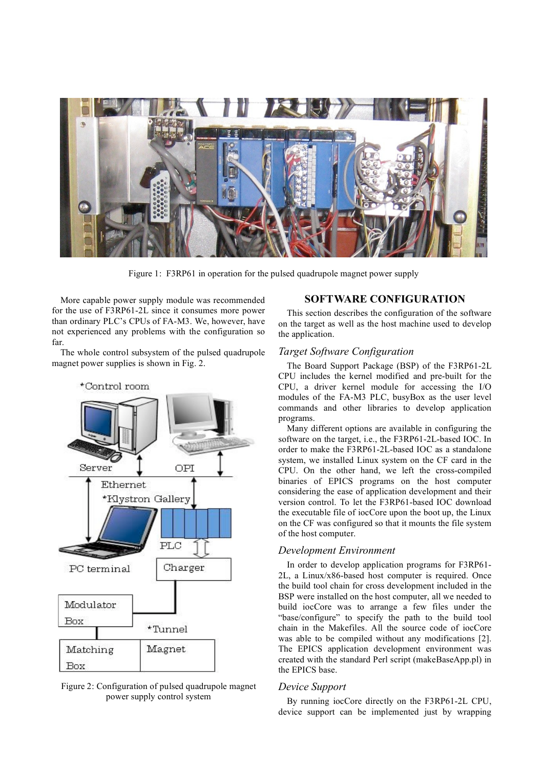Figure 1: F3RP61 in operation for the pulsed quadrupole magnet power supply

More capable power supply module was recommended for the use of F3RP61-2L since it consumes more power than ordinary PLC's CPUs of FA-M3. We, however, have not experienced any problems with the configuration so far.

The whole control subsystem of the pulsed quadrupole magnet power supplies is shown in Fig. 2.

*Control room

Server

OPI

Ethernet

*Klystron Gallery

PLC

PC terminal

Charger

Modulator Box

*Tunnel

Matching Box

Magnet

Figure 2: Configuration of pulsed quadrupole magnet power supply control system

## SOFTWARE CONFIGURATION

This section describes the configuration of the software on the target as well as the host machine used to develop the application.

### *Target Software Configuration*

The Board Support Package (BSP) of the F3RP61-2L CPU includes the kernel modified and pre-built for the CPU, a driver kernel module for accessing the I/O modules of the FA-M3 PLC, busyBox as the user level commands and other libraries to develop application programs.

Many different options are available in configuring the software on the target, i.e., the F3RP61-2L-based IOC. In order to make the F3RP61-2L-based IOC as a standalone system, we installed Linux system on the CF card in the CPU. On the other hand, we left the cross-compiled binaries of EPICS programs on the host computer considering the ease of application development and their version control. To let the F3RP61-based IOC download the executable file of iocCore upon the boot up, the Linux on the CF was configured so that it mounts the file system of the host computer.

### *Development Environment*

In order to develop application programs for F3RP61-2L, a Linux/x86-based host computer is required. Once the build tool chain for cross development included in the BSP were installed on the host computer, all we needed to build iocCore was to arrange a few files under the "base/configure" to specify the path to the build tool chain in the Makefiles. All the source code of iocCore was able to be compiled without any modifications [2]. The EPICS application development environment was created with the standard Perl script (makeBaseApp.pl) in the EPICS base.

### *Device Support*

By running iocCore directly on the F3RP61-2L CPU, device support can be implemented just by wrapping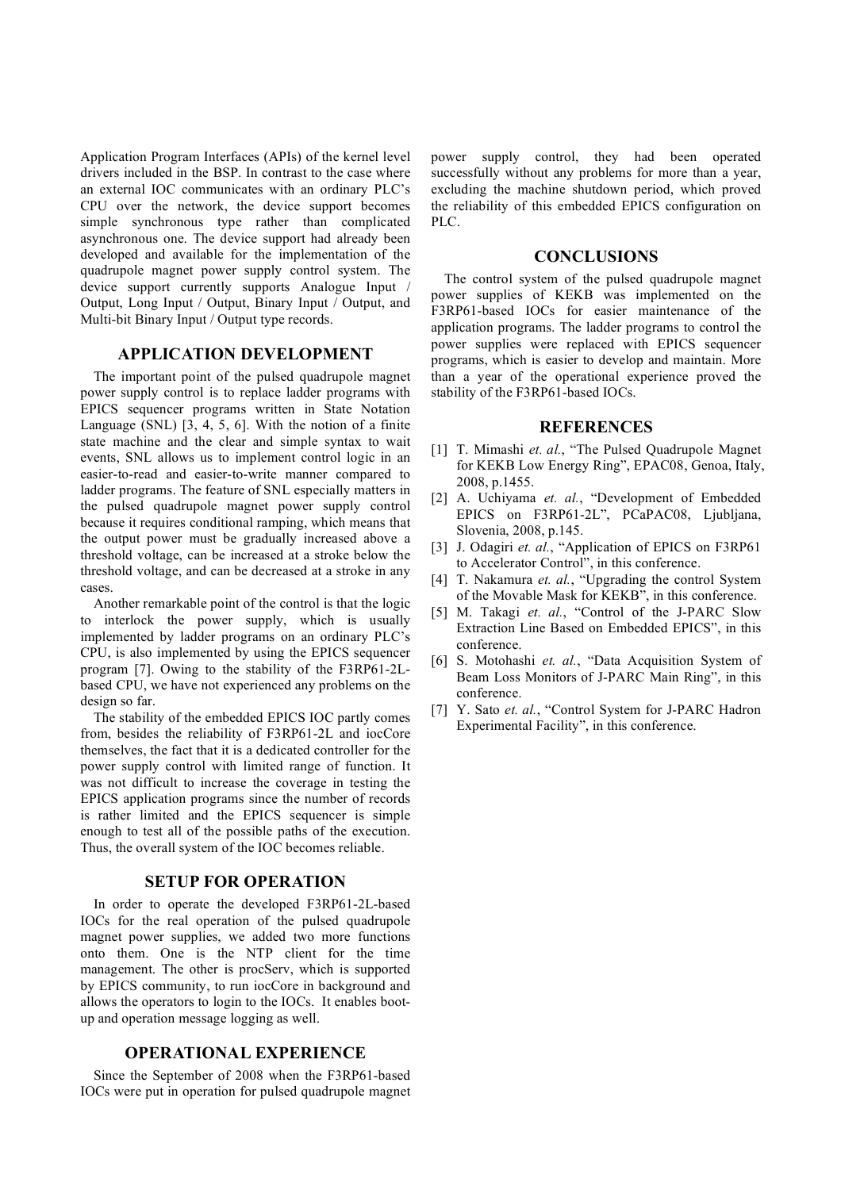Application Program Interfaces (APIs) of the kernel level drivers included in the BSP. In contrast to the case where an external IOC communicates with an ordinary PLC's CPU over the network, the device support becomes simple synchronous type rather than complicated asynchronous one. The device support had already been developed and available for the implementation of the quadrupole magnet power supply control system. The device support currently supports Analogue Input / Output, Long Input / Output, Binary Input / Output, and Multi-bit Binary Input / Output type records.

## APPLICATION DEVELOPMENT

The important point of the pulsed quadrupole magnet power supply control is to replace ladder programs with EPICS sequencer programs written in State Notation Language (SNL) [3, 4, 5, 6]. With the notion of a finite state machine and the clear and simple syntax to wait events, SNL allows us to implement control logic in an easier-to-read and easier-to-write manner compared to ladder programs. The feature of SNL especially matters in the pulsed quadrupole magnet power supply control because it requires conditional ramping, which means that the output power must be gradually increased above a threshold voltage, can be increased at a stroke below the threshold voltage, and can be decreased at a stroke in any cases.

Another remarkable point of the control is that the logic to interlock the power supply, which is usually implemented by ladder programs on an ordinary PLC's CPU, is also implemented by using the EPICS sequencer program [7]. Owing to the stability of the F3RP61-2L-based CPU, we have not experienced any problems on the design so far.

The stability of the embedded EPICS IOC partly comes from, besides the reliability of F3RP61-2L and iocCore themselves, the fact that it is a dedicated controller for the power supply control with limited range of function. It was not difficult to increase the coverage in testing the EPICS application programs since the number of records is rather limited and the EPICS sequencer is simple enough to test all of the possible paths of the execution. Thus, the overall system of the IOC becomes reliable.

## SETUP FOR OPERATION

In order to operate the developed F3RP61-2L-based IOCs for the real operation of the pulsed quadrupole magnet power supplies, we added two more functions onto them. One is the NTP client for the time management. The other is procServ, which is supported by EPICS community, to run iocCore in background and allows the operators to login to the IOCs. It enables boot-up and operation message logging as well.

## OPERATIONAL EXPERIENCE

Since the September of 2008 when the F3RP61-based IOCs were put in operation for pulsed quadrupole magnet power supply control, they had been operated successfully without any problems for more than a year, excluding the machine shutdown period, which proved the reliability of this embedded EPICS configuration on PLC.

## CONCLUSIONS

The control system of the pulsed quadrupole magnet power supplies of KEKB was implemented on the F3RP61-based IOCs for easier maintenance of the application programs. The ladder programs to control the power supplies were replaced with EPICS sequencer programs, which is easier to develop and maintain. More than a year of the operational experience proved the stability of the F3RP61-based IOCs.

## REFERENCES

[1] T. Mimashi *et. al.*, "The Pulsed Quadrupole Magnet for KEKB Low Energy Ring", EPAC08, Genoa, Italy, 2008, p.1455.

[2] A. Uchiyama *et. al.*, "Development of Embedded EPICS on F3RP61-2L", PCaPAC08, Ljubljana, Slovenia, 2008, p.145.

[3] J. Odagiri *et. al.*, "Application of EPICS on F3RP61 to Accelerator Control", in this conference.

[4] T. Nakamura *et. al.*, "Upgrading the control System of the Movable Mask for KEKB", in this conference.

[5] M. Takagi *et. al.*, "Control of the J-PARC Slow Extraction Line Based on Embedded EPICS", in this conference.

[6] S. Motohashi *et. al.*, "Data Acquisition System of Beam Loss Monitors of J-PARC Main Ring", in this conference.

[7] Y. Sato *et. al.*, "Control System for J-PARC Hadron Experimental Facility", in this conference.